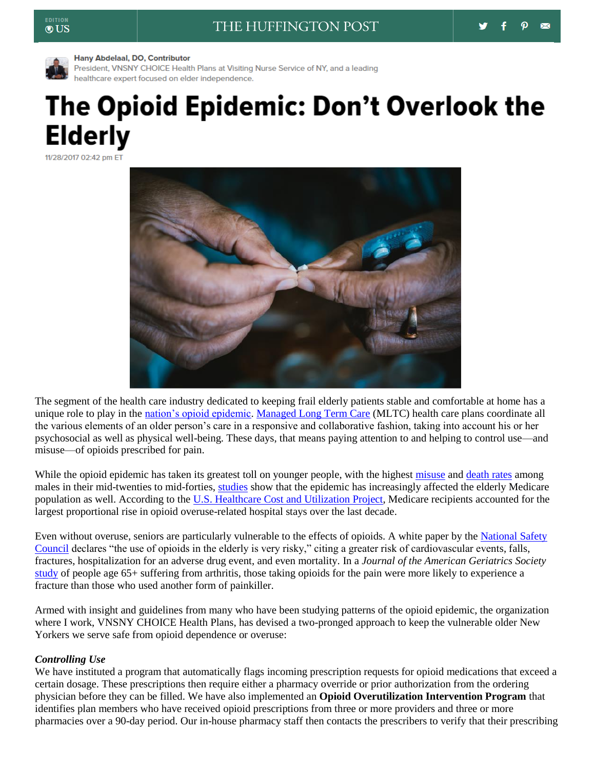Hany Abdelaal, DO, Contributor
President, VNSNY CHOICE Health Plans at Visiting Nurse Service of NY, and a leading healthcare expert focused on elder independence.

# The Opioid Epidemic: Don't Overlook the Elderly

11/28/2017 02:42 pm ET

The segment of the health care industry dedicated to keeping frail elderly patients stable and comfortable at home has a unique role to play in the nation's opioid epidemic. Managed Long Term Care (MLTC) health care plans coordinate all the various elements of an older person's care in a responsive and collaborative fashion, taking into account his or her psychosocial as well as physical well-being. These days, that means paying attention to and helping to control use—and misuse—of opioids prescribed for pain.

While the opioid epidemic has taken its greatest toll on younger people, with the highest misuse and death rates among males in their mid-twenties to mid-forties, studies show that the epidemic has increasingly affected the elderly Medicare population as well. According to the U.S. Healthcare Cost and Utilization Project, Medicare recipients accounted for the largest proportional rise in opioid overuse-related hospital stays over the last decade.

Even without overuse, seniors are particularly vulnerable to the effects of opioids. A white paper by the National Safety Council declares "the use of opioids in the elderly is very risky," citing a greater risk of cardiovascular events, falls, fractures, hospitalization for an adverse drug event, and even mortality. In a *Journal of the American Geriatrics Society* study of people age 65+ suffering from arthritis, those taking opioids for the pain were more likely to experience a fracture than those who used another form of painkiller.

Armed with insight and guidelines from many who have been studying patterns of the opioid epidemic, the organization where I work, VNSNY CHOICE Health Plans, has devised a two-pronged approach to keep the vulnerable older New Yorkers we serve safe from opioid dependence or overuse:

***Controlling Use***

We have instituted a program that automatically flags incoming prescription requests for opioid medications that exceed a certain dosage. These prescriptions then require either a pharmacy override or prior authorization from the ordering physician before they can be filled. We have also implemented an **Opioid Overutilization Intervention Program** that identifies plan members who have received opioid prescriptions from three or more providers and three or more pharmacies over a 90-day period. Our in-house pharmacy staff then contacts the prescribers to verify that their prescribing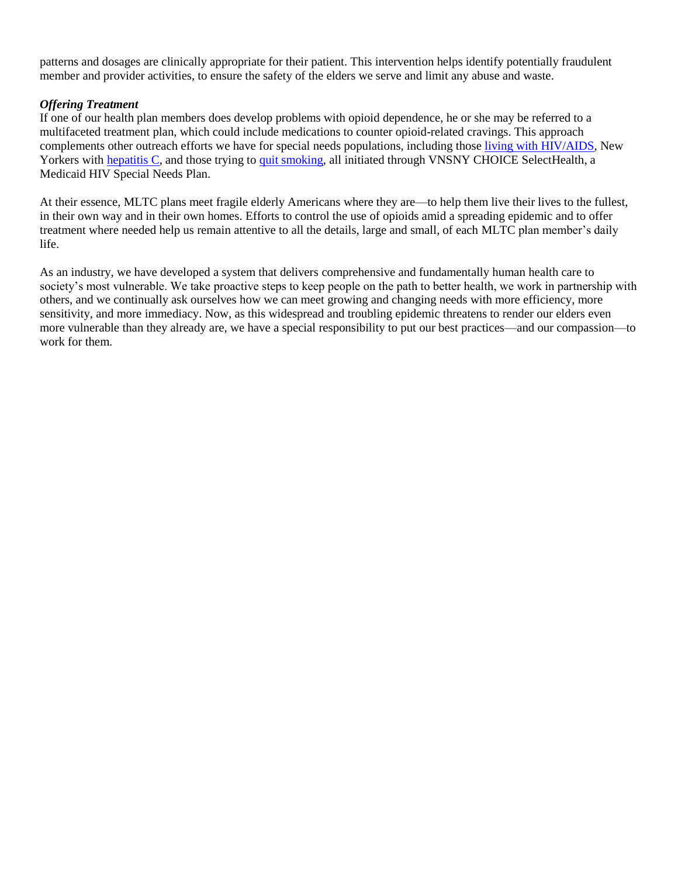patterns and dosages are clinically appropriate for their patient. This intervention helps identify potentially fraudulent member and provider activities, to ensure the safety of the elders we serve and limit any abuse and waste.

***Offering Treatment***

If one of our health plan members does develop problems with opioid dependence, he or she may be referred to a multifaceted treatment plan, which could include medications to counter opioid-related cravings. This approach complements other outreach efforts we have for special needs populations, including those living with HIV/AIDS, New Yorkers with hepatitis C, and those trying to quit smoking, all initiated through VNSNY CHOICE SelectHealth, a Medicaid HIV Special Needs Plan.

At their essence, MLTC plans meet fragile elderly Americans where they are—to help them live their lives to the fullest, in their own way and in their own homes. Efforts to control the use of opioids amid a spreading epidemic and to offer treatment where needed help us remain attentive to all the details, large and small, of each MLTC plan member's daily life.

As an industry, we have developed a system that delivers comprehensive and fundamentally human health care to society's most vulnerable. We take proactive steps to keep people on the path to better health, we work in partnership with others, and we continually ask ourselves how we can meet growing and changing needs with more efficiency, more sensitivity, and more immediacy. Now, as this widespread and troubling epidemic threatens to render our elders even more vulnerable than they already are, we have a special responsibility to put our best practices—and our compassion—to work for them.